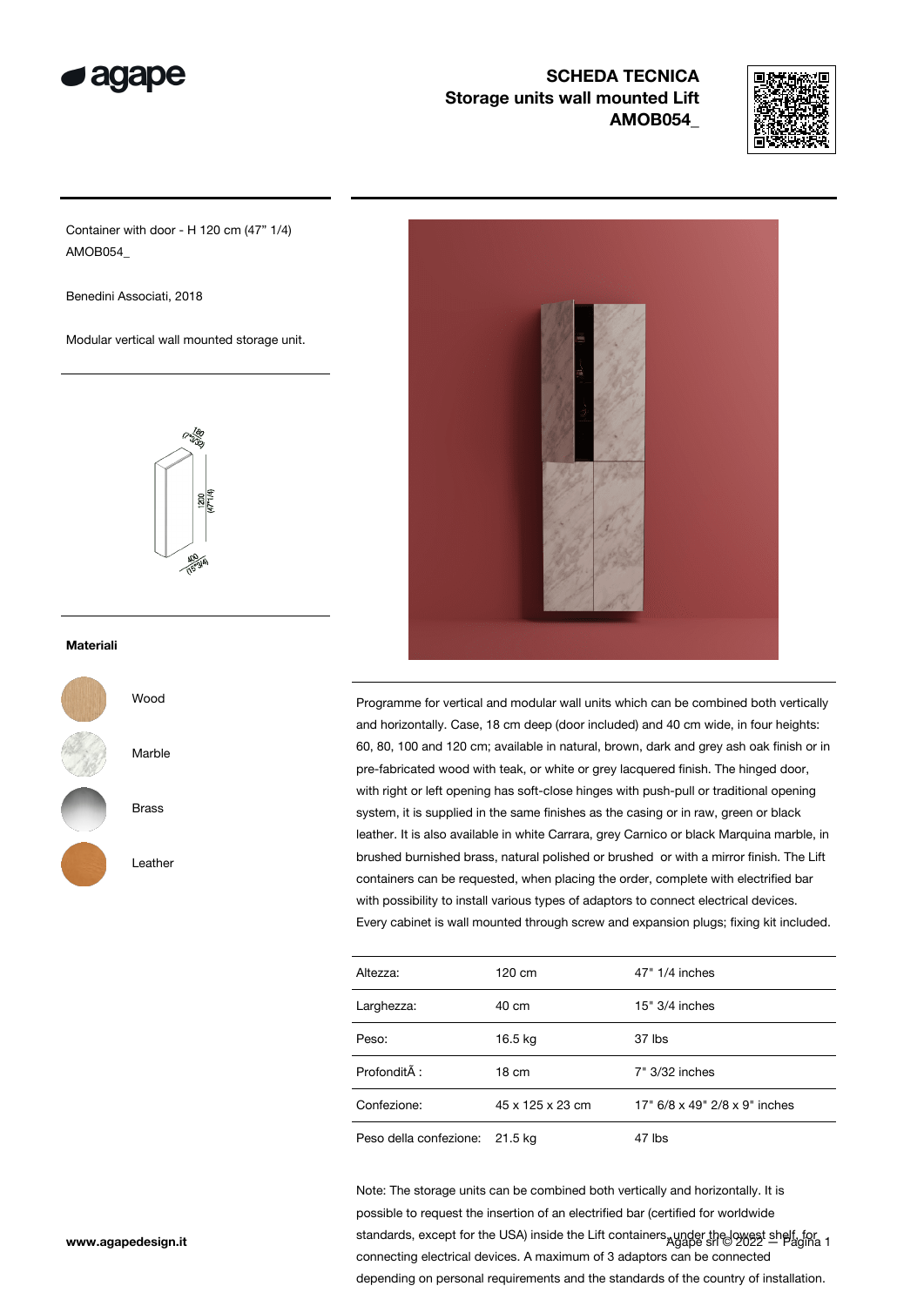# SCHEDA TECNICA
## Storage units wall mounted Lift
## AMOB054_

Container with door - H 120 cm (47" 1/4)
AMOB054_

Benedini Associati, 2018

Modular vertical wall mounted storage unit.

### Materiali

- Wood
- Marble
- Brass
- Leather

Programme for vertical and modular wall units which can be combined both vertically and horizontally. Case, 18 cm deep (door included) and 40 cm wide, in four heights: 60, 80, 100 and 120 cm; available in natural, brown, dark and grey ash oak finish or in pre-fabricated wood with teak, or white or grey lacquered finish. The hinged door, with right or left opening has soft-close hinges with push-pull or traditional opening system, it is supplied in the same finishes as the casing or in raw, green or black leather. It is also available in white Carrara, grey Carnico or black Marquina marble, in brushed burnished brass, natural polished or brushed or with a mirror finish. The Lift containers can be requested, when placing the order, complete with electrified bar with possibility to install various types of adaptors to connect electrical devices. Every cabinet is wall mounted through screw and expansion plugs; fixing kit included.

| | | |
|---|---|---|
| Altezza: | 120 cm | 47" 1/4 inches |
| Larghezza: | 40 cm | 15" 3/4 inches |
| Peso: | 16.5 kg | 37 lbs |
| ProfonditÃ : | 18 cm | 7" 3/32 inches |
| Confezione: | 45 x 125 x 23 cm | 17" 6/8 x 49" 2/8 x 9" inches |
| Peso della confezione: | 21.5 kg | 47 lbs |

Note: The storage units can be combined both vertically and horizontally. It is possible to request the insertion of an electrified bar (certified for worldwide standards, except for the USA) inside the Lift containers, under the lowest shelf, for connecting electrical devices. A maximum of 3 adaptors can be connected depending on personal requirements and the standards of the country of installation.

www.agapedesign.it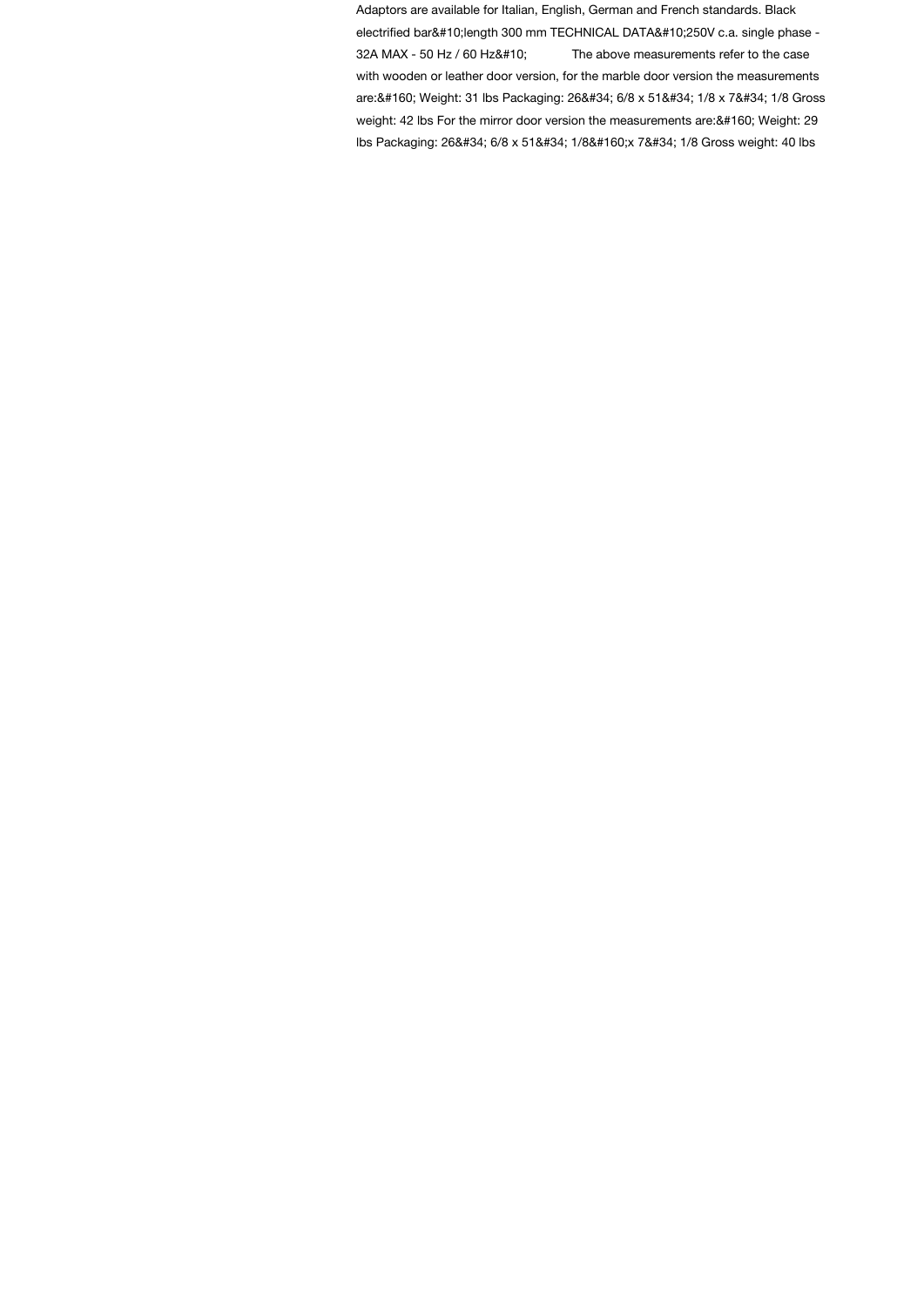Adaptors are available for Italian, English, German and French standards. Black electrified bar&#10;length 300 mm TECHNICAL DATA&#10;250V c.a. single phase - 32A MAX - 50 Hz / 60 Hz&#10;          The above measurements refer to the case with wooden or leather door version, for the marble door version the measurements are:&#160; Weight: 31 lbs Packaging: 26&#34; 6/8 x 51&#34; 1/8 x 7&#34; 1/8 Gross weight: 42 lbs For the mirror door version the measurements are:&#160; Weight: 29 lbs Packaging: 26&#34; 6/8 x 51&#34; 1/8&#160;x 7&#34; 1/8 Gross weight: 40 lbs